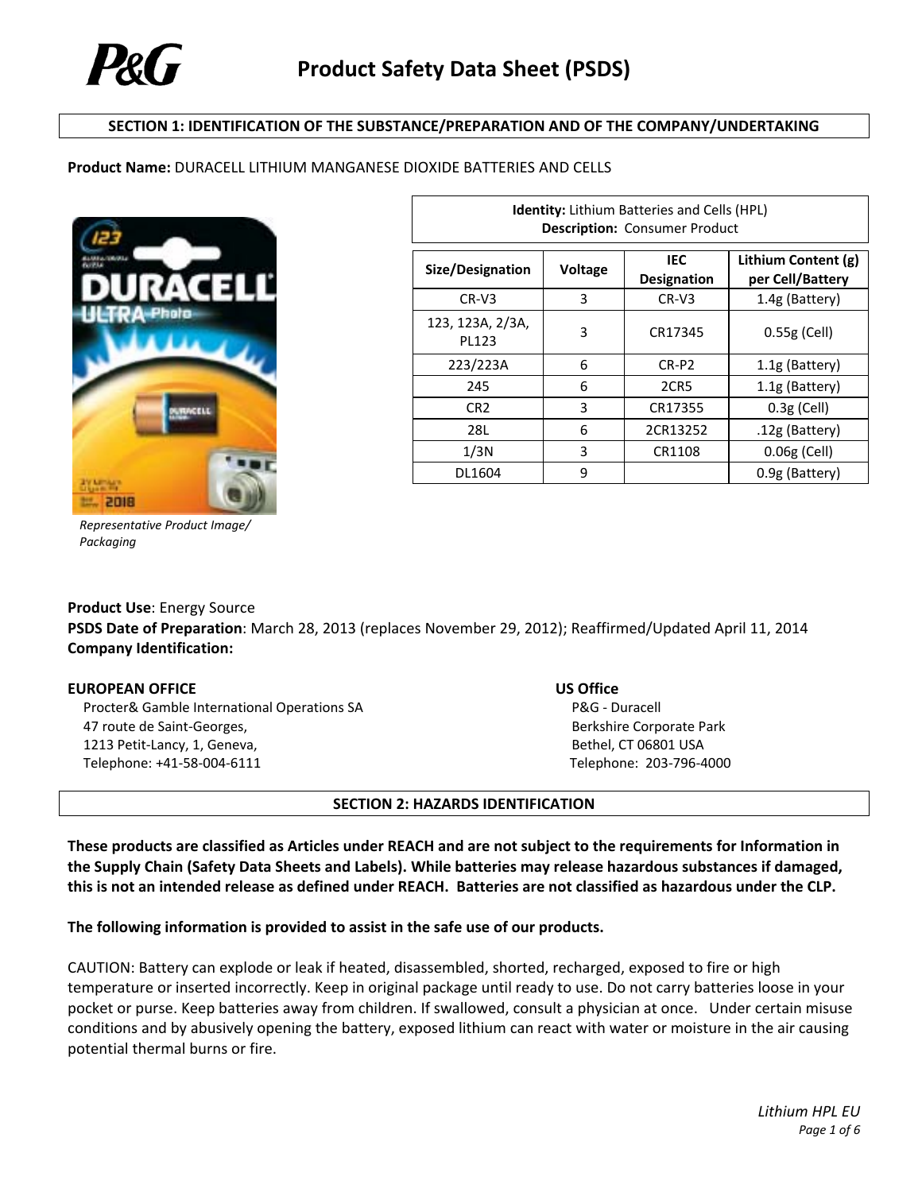# Product Safety Data Sheet (PSDS)

## SECTION 1: IDENTIFICATION OF THE SUBSTANCE/PREPARATION AND OF THE COMPANY/UNDERTAKING

**Product Name:** DURACELL LITHIUM MANGANESE DIOXIDE BATTERIES AND CELLS

*Representative Product Image/ Packaging*

**Identity:** Lithium Batteries and Cells (HPL)
**Description:** Consumer Product

| Size/Designation | Voltage | IEC Designation | Lithium Content (g) per Cell/Battery |
|---|---|---|---|
| CR-V3 | 3 | CR-V3 | 1.4g (Battery) |
| 123, 123A, 2/3A, PL123 | 3 | CR17345 | 0.55g (Cell) |
| 223/223A | 6 | CR-P2 | 1.1g (Battery) |
| 245 | 6 | 2CR5 | 1.1g (Battery) |
| CR2 | 3 | CR17355 | 0.3g (Cell) |
| 28L | 6 | 2CR13252 | .12g (Battery) |
| 1/3N | 3 | CR1108 | 0.06g (Cell) |
| DL1604 | 9 | | 0.9g (Battery) |

**Product Use**: Energy Source
**PSDS Date of Preparation**: March 28, 2013 (replaces November 29, 2012); Reaffirmed/Updated April 11, 2014
**Company Identification:**

**EUROPEAN OFFICE**
Procter& Gamble International Operations SA
47 route de Saint-Georges,
1213 Petit-Lancy, 1, Geneva,
Telephone: +41-58-004-6111

**US Office**
P&G - Duracell
Berkshire Corporate Park
Bethel, CT 06801 USA
Telephone: 203-796-4000

## SECTION 2: HAZARDS IDENTIFICATION

**These products are classified as Articles under REACH and are not subject to the requirements for Information in the Supply Chain (Safety Data Sheets and Labels). While batteries may release hazardous substances if damaged, this is not an intended release as defined under REACH. Batteries are not classified as hazardous under the CLP.**

**The following information is provided to assist in the safe use of our products.**

CAUTION: Battery can explode or leak if heated, disassembled, shorted, recharged, exposed to fire or high temperature or inserted incorrectly. Keep in original package until ready to use. Do not carry batteries loose in your pocket or purse. Keep batteries away from children. If swallowed, consult a physician at once. Under certain misuse conditions and by abusively opening the battery, exposed lithium can react with water or moisture in the air causing potential thermal burns or fire.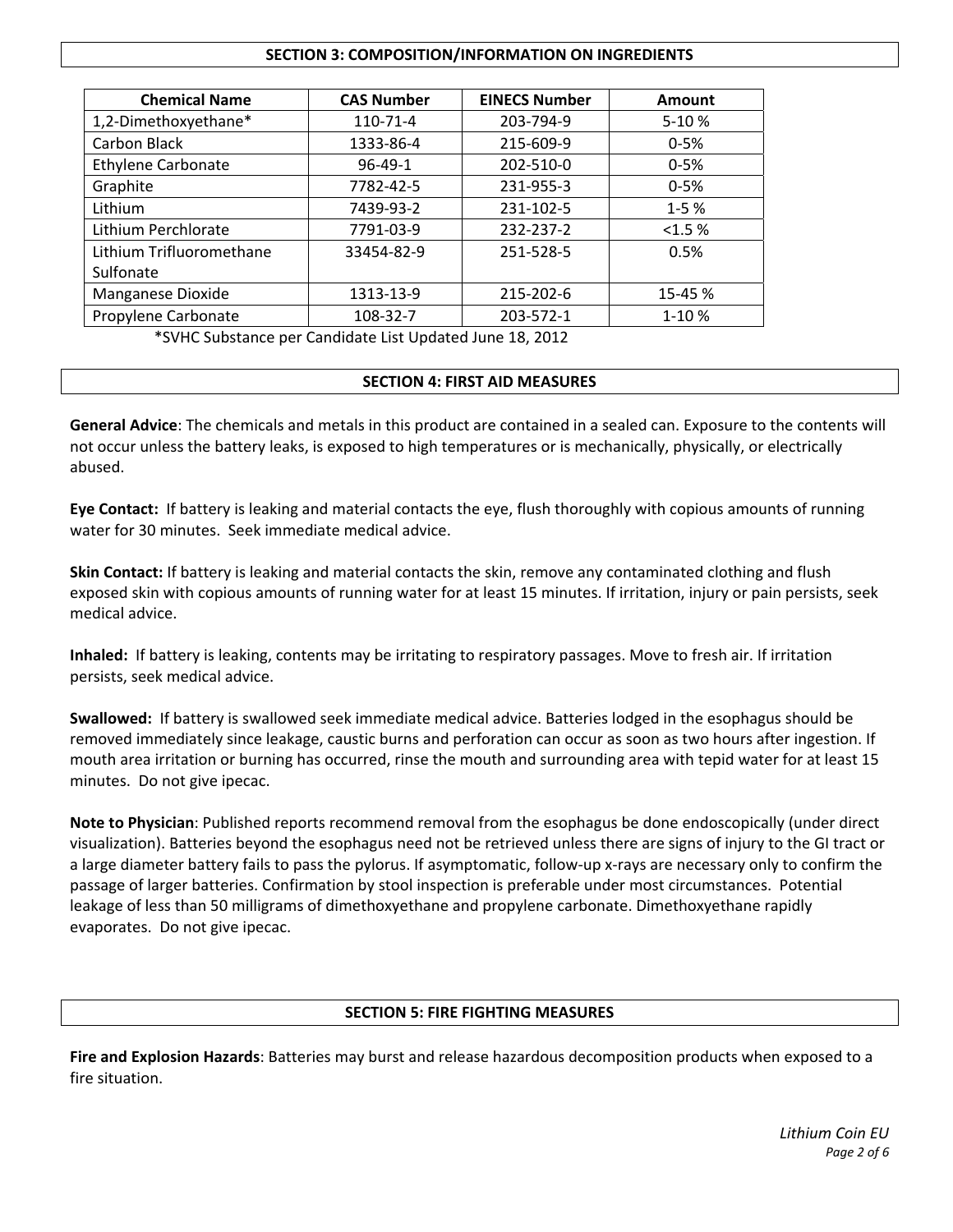## SECTION 3: COMPOSITION/INFORMATION ON INGREDIENTS

| Chemical Name | CAS Number | EINECS Number | Amount |
|---|---|---|---|
| 1,2-Dimethoxyethane* | 110-71-4 | 203-794-9 | 5-10 % |
| Carbon Black | 1333-86-4 | 215-609-9 | 0-5% |
| Ethylene Carbonate | 96-49-1 | 202-510-0 | 0-5% |
| Graphite | 7782-42-5 | 231-955-3 | 0-5% |
| Lithium | 7439-93-2 | 231-102-5 | 1-5 % |
| Lithium Perchlorate | 7791-03-9 | 232-237-2 | <1.5 % |
| Lithium Trifluoromethane Sulfonate | 33454-82-9 | 251-528-5 | 0.5% |
| Manganese Dioxide | 1313-13-9 | 215-202-6 | 15-45 % |
| Propylene Carbonate | 108-32-7 | 203-572-1 | 1-10 % |

*SVHC Substance per Candidate List Updated June 18, 2012

## SECTION 4: FIRST AID MEASURES

**General Advice**: The chemicals and metals in this product are contained in a sealed can. Exposure to the contents will not occur unless the battery leaks, is exposed to high temperatures or is mechanically, physically, or electrically abused.

**Eye Contact:** If battery is leaking and material contacts the eye, flush thoroughly with copious amounts of running water for 30 minutes. Seek immediate medical advice.

**Skin Contact:** If battery is leaking and material contacts the skin, remove any contaminated clothing and flush exposed skin with copious amounts of running water for at least 15 minutes. If irritation, injury or pain persists, seek medical advice.

**Inhaled:** If battery is leaking, contents may be irritating to respiratory passages. Move to fresh air. If irritation persists, seek medical advice.

**Swallowed:** If battery is swallowed seek immediate medical advice. Batteries lodged in the esophagus should be removed immediately since leakage, caustic burns and perforation can occur as soon as two hours after ingestion. If mouth area irritation or burning has occurred, rinse the mouth and surrounding area with tepid water for at least 15 minutes. Do not give ipecac.

**Note to Physician**: Published reports recommend removal from the esophagus be done endoscopically (under direct visualization). Batteries beyond the esophagus need not be retrieved unless there are signs of injury to the GI tract or a large diameter battery fails to pass the pylorus. If asymptomatic, follow-up x-rays are necessary only to confirm the passage of larger batteries. Confirmation by stool inspection is preferable under most circumstances. Potential leakage of less than 50 milligrams of dimethoxyethane and propylene carbonate. Dimethoxyethane rapidly evaporates. Do not give ipecac.

## SECTION 5: FIRE FIGHTING MEASURES

**Fire and Explosion Hazards**: Batteries may burst and release hazardous decomposition products when exposed to a fire situation.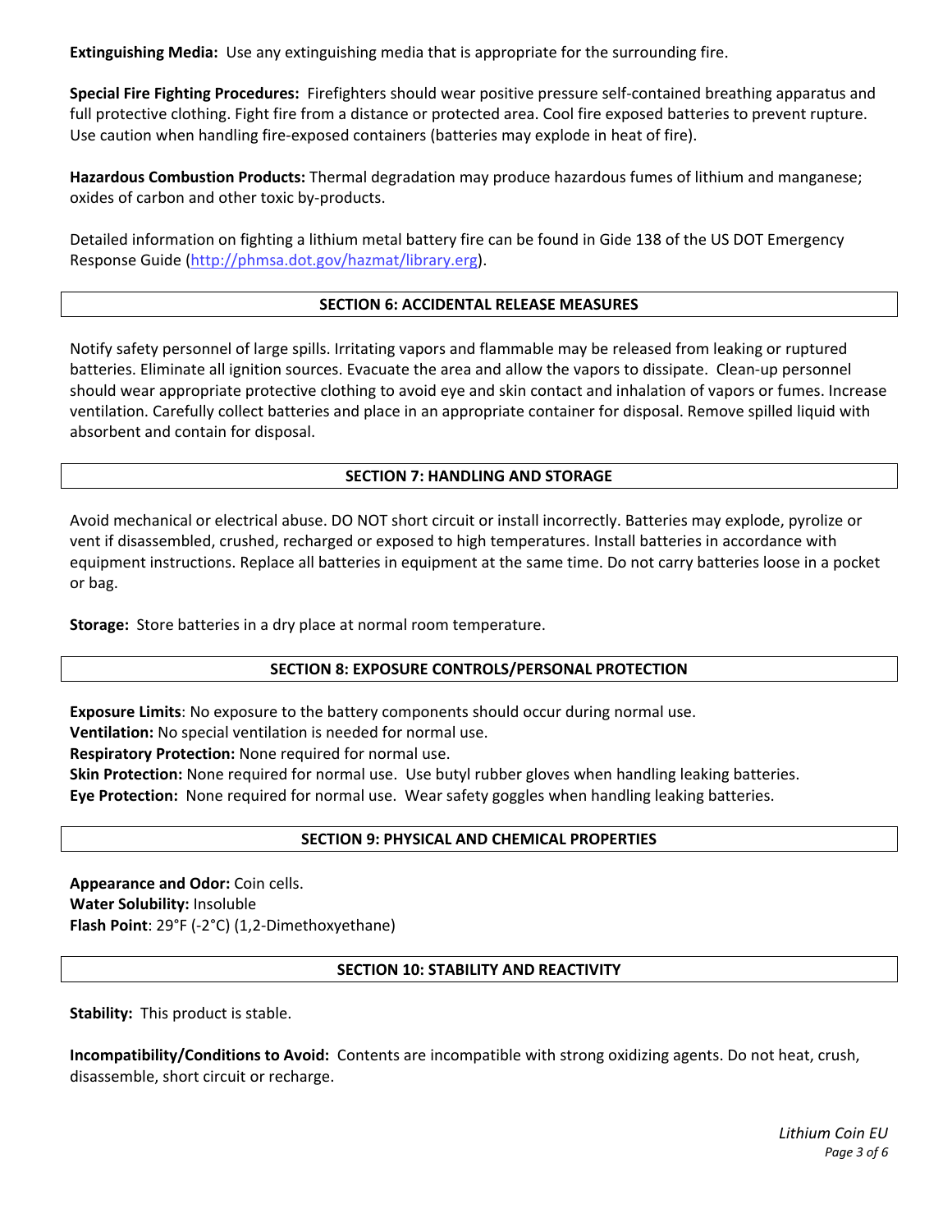**Extinguishing Media:** Use any extinguishing media that is appropriate for the surrounding fire.

**Special Fire Fighting Procedures:** Firefighters should wear positive pressure self-contained breathing apparatus and full protective clothing. Fight fire from a distance or protected area. Cool fire exposed batteries to prevent rupture. Use caution when handling fire-exposed containers (batteries may explode in heat of fire).

**Hazardous Combustion Products:** Thermal degradation may produce hazardous fumes of lithium and manganese; oxides of carbon and other toxic by-products.

Detailed information on fighting a lithium metal battery fire can be found in Gide 138 of the US DOT Emergency Response Guide (http://phmsa.dot.gov/hazmat/library.erg).

## SECTION 6: ACCIDENTAL RELEASE MEASURES

Notify safety personnel of large spills. Irritating vapors and flammable may be released from leaking or ruptured batteries. Eliminate all ignition sources. Evacuate the area and allow the vapors to dissipate. Clean-up personnel should wear appropriate protective clothing to avoid eye and skin contact and inhalation of vapors or fumes. Increase ventilation. Carefully collect batteries and place in an appropriate container for disposal. Remove spilled liquid with absorbent and contain for disposal.

## SECTION 7: HANDLING AND STORAGE

Avoid mechanical or electrical abuse. DO NOT short circuit or install incorrectly. Batteries may explode, pyrolize or vent if disassembled, crushed, recharged or exposed to high temperatures. Install batteries in accordance with equipment instructions. Replace all batteries in equipment at the same time. Do not carry batteries loose in a pocket or bag.

**Storage:** Store batteries in a dry place at normal room temperature.

## SECTION 8: EXPOSURE CONTROLS/PERSONAL PROTECTION

**Exposure Limits**: No exposure to the battery components should occur during normal use.
**Ventilation:** No special ventilation is needed for normal use.
**Respiratory Protection:** None required for normal use.
**Skin Protection:** None required for normal use. Use butyl rubber gloves when handling leaking batteries.
**Eye Protection:** None required for normal use. Wear safety goggles when handling leaking batteries.

## SECTION 9: PHYSICAL AND CHEMICAL PROPERTIES

**Appearance and Odor:** Coin cells.
**Water Solubility:** Insoluble
**Flash Point**: 29°F (-2°C) (1,2-Dimethoxyethane)

## SECTION 10: STABILITY AND REACTIVITY

**Stability:** This product is stable.

**Incompatibility/Conditions to Avoid:** Contents are incompatible with strong oxidizing agents. Do not heat, crush, disassemble, short circuit or recharge.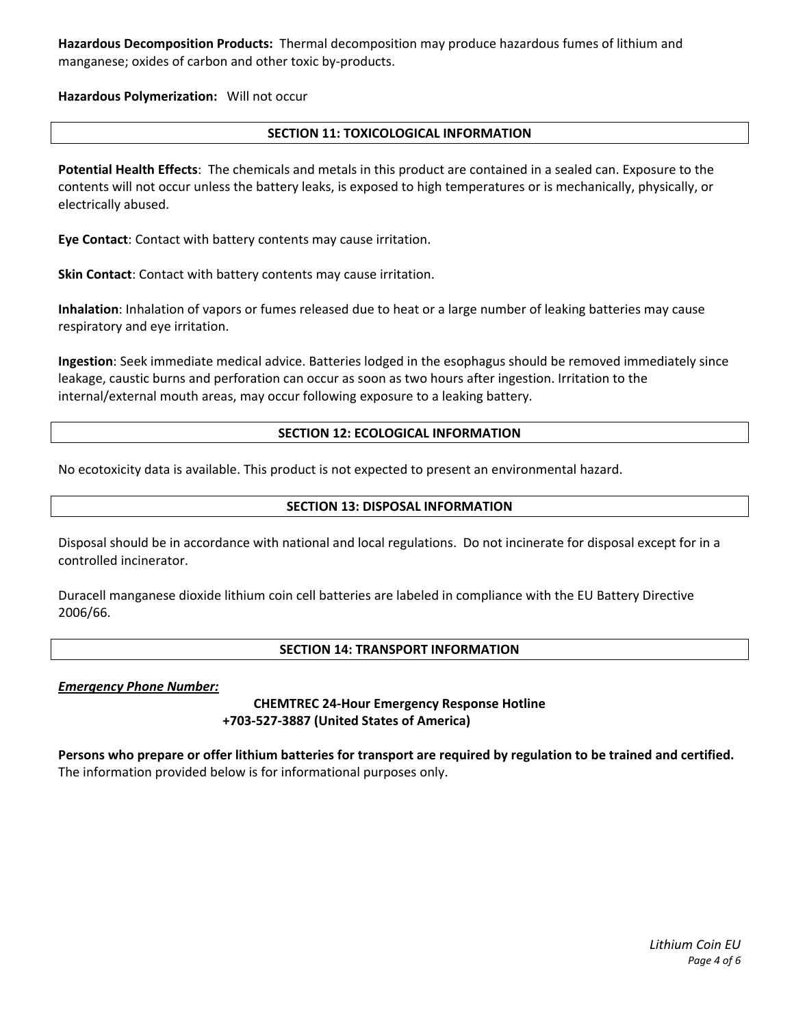**Hazardous Decomposition Products:** Thermal decomposition may produce hazardous fumes of lithium and manganese; oxides of carbon and other toxic by-products.

**Hazardous Polymerization:** Will not occur

## SECTION 11: TOXICOLOGICAL INFORMATION

**Potential Health Effects**: The chemicals and metals in this product are contained in a sealed can. Exposure to the contents will not occur unless the battery leaks, is exposed to high temperatures or is mechanically, physically, or electrically abused.

**Eye Contact**: Contact with battery contents may cause irritation.

**Skin Contact**: Contact with battery contents may cause irritation.

**Inhalation**: Inhalation of vapors or fumes released due to heat or a large number of leaking batteries may cause respiratory and eye irritation.

**Ingestion**: Seek immediate medical advice. Batteries lodged in the esophagus should be removed immediately since leakage, caustic burns and perforation can occur as soon as two hours after ingestion. Irritation to the internal/external mouth areas, may occur following exposure to a leaking battery.

## SECTION 12: ECOLOGICAL INFORMATION

No ecotoxicity data is available. This product is not expected to present an environmental hazard.

## SECTION 13: DISPOSAL INFORMATION

Disposal should be in accordance with national and local regulations. Do not incinerate for disposal except for in a controlled incinerator.

Duracell manganese dioxide lithium coin cell batteries are labeled in compliance with the EU Battery Directive 2006/66.

## SECTION 14: TRANSPORT INFORMATION

***Emergency Phone Number:***

**CHEMTREC 24-Hour Emergency Response Hotline**
**+703-527-3887 (United States of America)**

**Persons who prepare or offer lithium batteries for transport are required by regulation to be trained and certified.** The information provided below is for informational purposes only.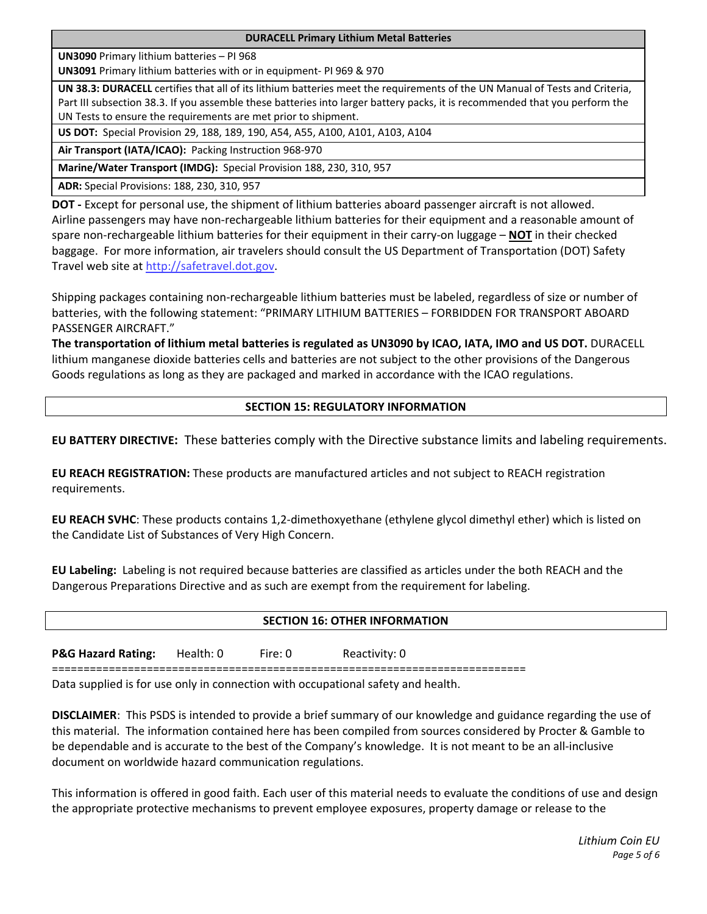| DURACELL Primary Lithium Metal Batteries |
|---|
| **UN3090** Primary lithium batteries – PI 968<br>**UN3091** Primary lithium batteries with or in equipment- PI 969 & 970 |
| **UN 38.3: DURACELL** certifies that all of its lithium batteries meet the requirements of the UN Manual of Tests and Criteria, Part III subsection 38.3. If you assemble these batteries into larger battery packs, it is recommended that you perform the UN Tests to ensure the requirements are met prior to shipment. |
| **US DOT:** Special Provision 29, 188, 189, 190, A54, A55, A100, A101, A103, A104 |
| **Air Transport (IATA/ICAO):** Packing Instruction 968-970 |
| **Marine/Water Transport (IMDG):** Special Provision 188, 230, 310, 957 |
| **ADR:** Special Provisions: 188, 230, 310, 957 |

**DOT -** Except for personal use, the shipment of lithium batteries aboard passenger aircraft is not allowed. Airline passengers may have non-rechargeable lithium batteries for their equipment and a reasonable amount of spare non-rechargeable lithium batteries for their equipment in their carry-on luggage – **NOT** in their checked baggage. For more information, air travelers should consult the US Department of Transportation (DOT) Safety Travel web site at http://safetravel.dot.gov.

Shipping packages containing non-rechargeable lithium batteries must be labeled, regardless of size or number of batteries, with the following statement: "PRIMARY LITHIUM BATTERIES – FORBIDDEN FOR TRANSPORT ABOARD PASSENGER AIRCRAFT."

**The transportation of lithium metal batteries is regulated as UN3090 by ICAO, IATA, IMO and US DOT.** DURACELL lithium manganese dioxide batteries cells and batteries are not subject to the other provisions of the Dangerous Goods regulations as long as they are packaged and marked in accordance with the ICAO regulations.

## SECTION 15: REGULATORY INFORMATION

**EU BATTERY DIRECTIVE:** These batteries comply with the Directive substance limits and labeling requirements.

**EU REACH REGISTRATION:** These products are manufactured articles and not subject to REACH registration requirements.

**EU REACH SVHC**: These products contains 1,2-dimethoxyethane (ethylene glycol dimethyl ether) which is listed on the Candidate List of Substances of Very High Concern.

**EU Labeling:** Labeling is not required because batteries are classified as articles under the both REACH and the Dangerous Preparations Directive and as such are exempt from the requirement for labeling.

## SECTION 16: OTHER INFORMATION

**P&G Hazard Rating:** Health: 0 Fire: 0 Reactivity: 0

===========================================================================

Data supplied is for use only in connection with occupational safety and health.

**DISCLAIMER**: This PSDS is intended to provide a brief summary of our knowledge and guidance regarding the use of this material. The information contained here has been compiled from sources considered by Procter & Gamble to be dependable and is accurate to the best of the Company's knowledge. It is not meant to be an all-inclusive document on worldwide hazard communication regulations.

This information is offered in good faith. Each user of this material needs to evaluate the conditions of use and design the appropriate protective mechanisms to prevent employee exposures, property damage or release to the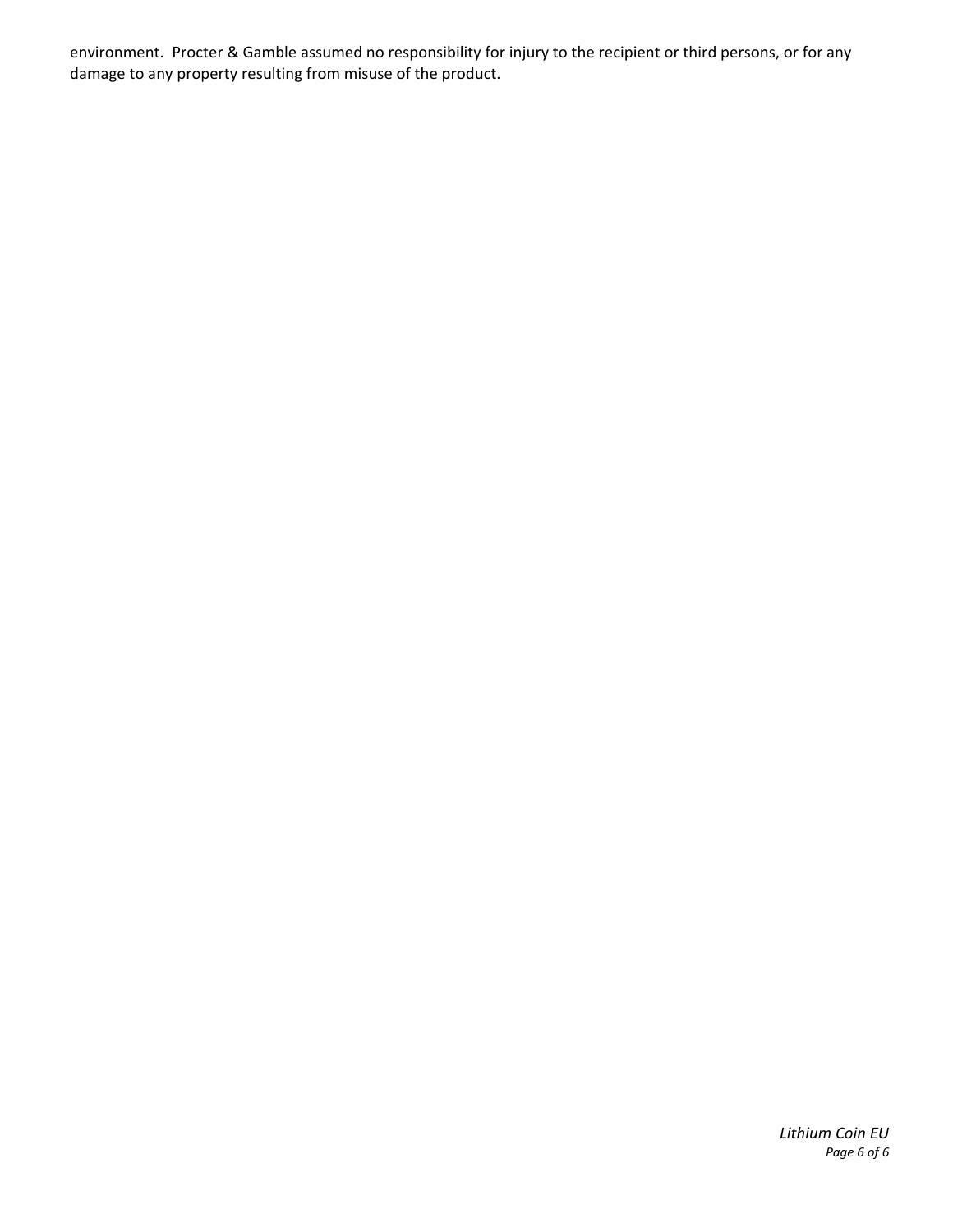environment. Procter & Gamble assumed no responsibility for injury to the recipient or third persons, or for any damage to any property resulting from misuse of the product.